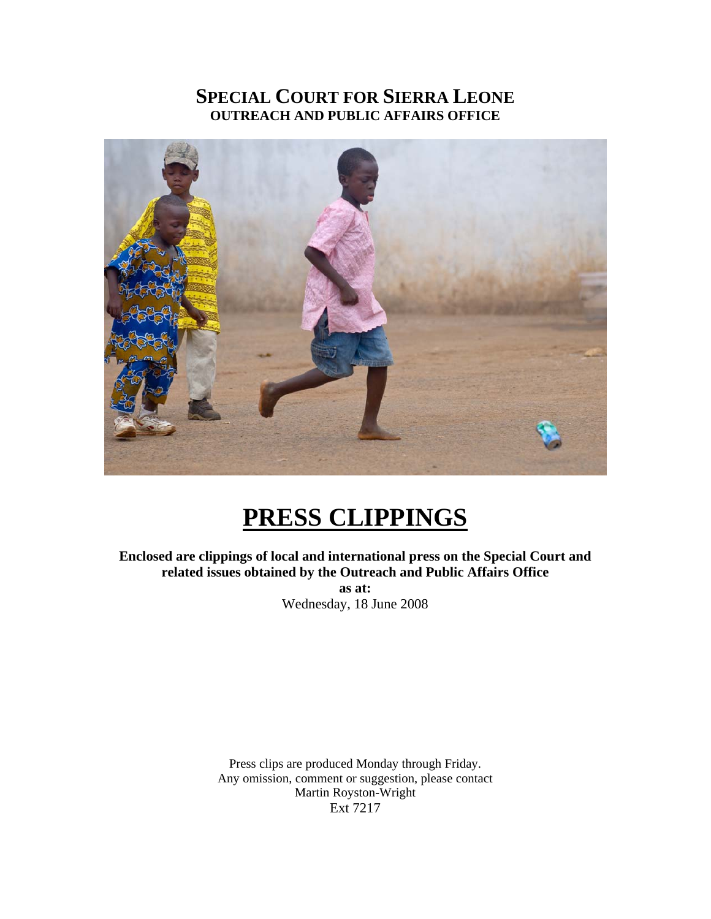# SPECIAL COURT FOR SIERRA LEONE

**OUTREACH AND PUBLIC AFFAIRS OFFICE**

# PRESS CLIPPINGS

**Enclosed are clippings of local and international press on the Special Court and related issues obtained by the Outreach and Public Affairs Office**

**as at:**

Wednesday, 18 June 2008

Press clips are produced Monday through Friday.
Any omission, comment or suggestion, please contact
Martin Royston-Wright
Ext 7217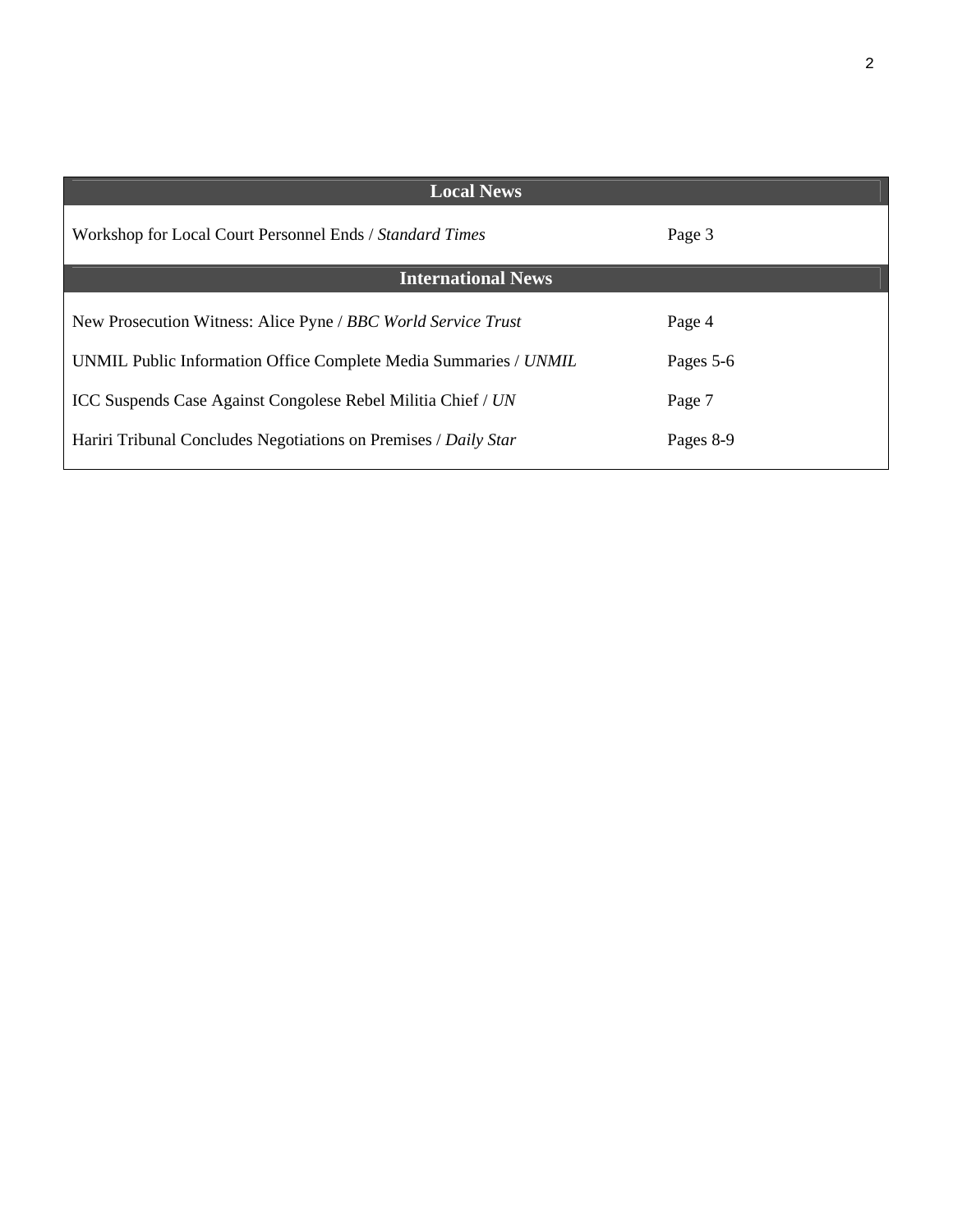| Local News | |
|---|---|
| Workshop for Local Court Personnel Ends / *Standard Times* | Page 3 |
| **International News** | |
| New Prosecution Witness: Alice Pyne / *BBC World Service Trust* | Page 4 |
| UNMIL Public Information Office Complete Media Summaries / *UNMIL* | Pages 5-6 |
| ICC Suspends Case Against Congolese Rebel Militia Chief / *UN* | Page 7 |
| Hariri Tribunal Concludes Negotiations on Premises / *Daily Star* | Pages 8-9 |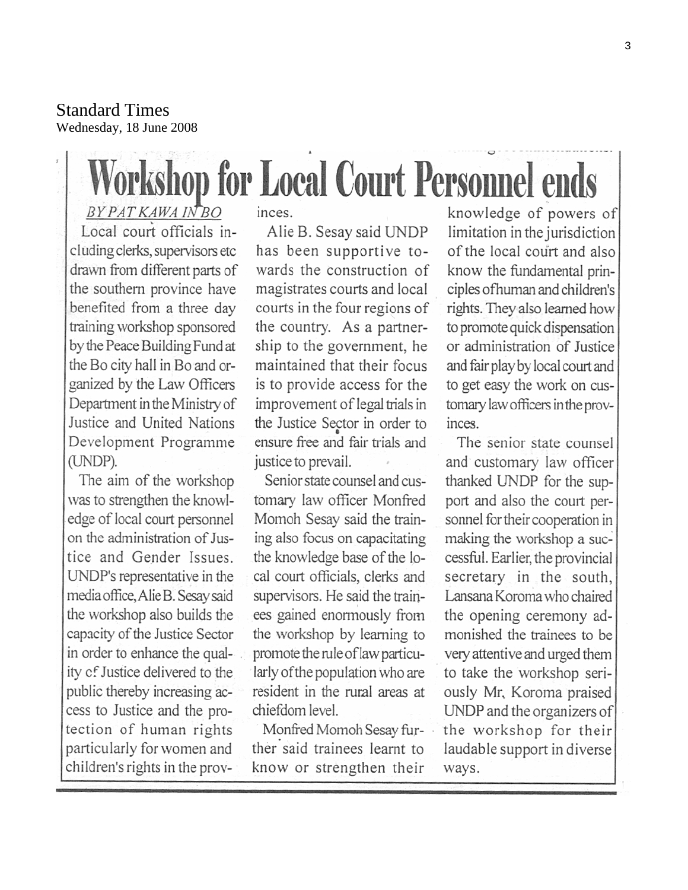Standard Times
Wednesday, 18 June 2008

# Workshop for Local Court Personnel ends

*BY PAT KAWA IN BO*

Local court officials including clerks, supervisors etc drawn from different parts of the southern province have benefited from a three day training workshop sponsored by the Peace Building Fund at the Bo city hall in Bo and organized by the Law Officers Department in the Ministry of Justice and United Nations Development Programme (UNDP).

The aim of the workshop was to strengthen the knowledge of local court personnel on the administration of Justice and Gender Issues. UNDP's representative in the media office, Alie B. Sesay said the workshop also builds the capacity of the Justice Sector in order to enhance the quality of Justice delivered to the public thereby increasing access to Justice and the protection of human rights particularly for women and children's rights in the provinces.

Alie B. Sesay said UNDP has been supportive towards the construction of magistrates courts and local courts in the four regions of the country. As a partnership to the government, he maintained that their focus is to provide access for the improvement of legal trials in the Justice Sector in order to ensure free and fair trials and justice to prevail.

Senior state counsel and customary law officer Monfred Momoh Sesay said the training also focus on capacitating the knowledge base of the local court officials, clerks and supervisors. He said the trainees gained enormously from the workshop by learning to promote the rule of law particularly of the population who are resident in the rural areas at chiefdom level.

Monfred Momoh Sesay further said trainees learnt to know or strengthen their knowledge of powers of limitation in the jurisdiction of the local court and also know the fundamental principles ofhuman and children's rights. They also learned how to promote quick dispensation or administration of Justice and fair play by local court and to get easy the work on customary law officers in the provinces.

The senior state counsel and customary law officer thanked UNDP for the support and also the court personnel for their cooperation in making the workshop a successful. Earlier, the provincial secretary in the south, Lansana Koroma who chaired the opening ceremony admonished the trainees to be very attentive and urged them to take the workshop seriously Mr. Koroma praised UNDP and the organizers of the workshop for their laudable support in diverse ways.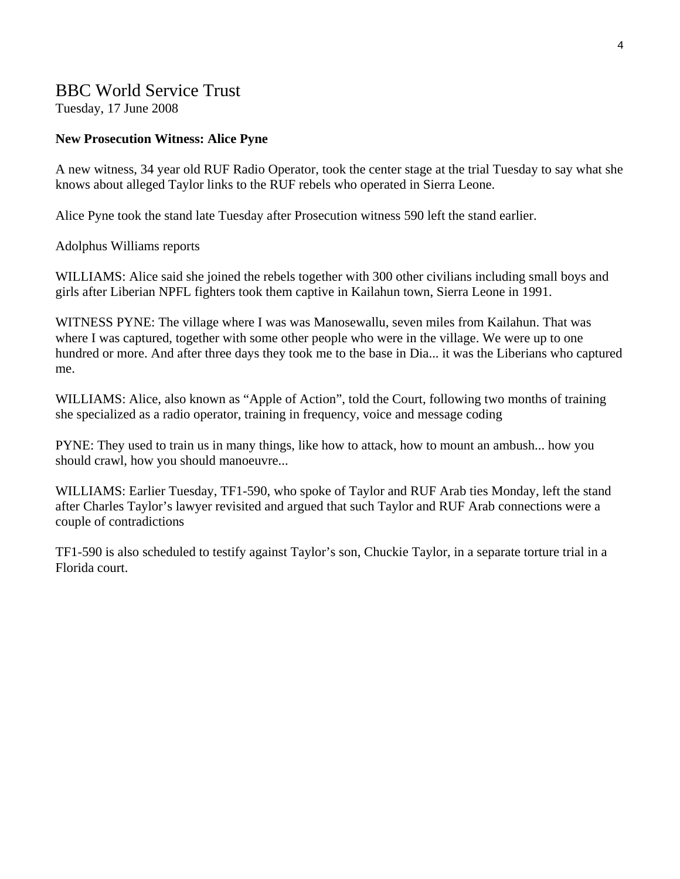# BBC World Service Trust

Tuesday, 17 June 2008

**New Prosecution Witness: Alice Pyne**

A new witness, 34 year old RUF Radio Operator, took the center stage at the trial Tuesday to say what she knows about alleged Taylor links to the RUF rebels who operated in Sierra Leone.

Alice Pyne took the stand late Tuesday after Prosecution witness 590 left the stand earlier.

Adolphus Williams reports

WILLIAMS: Alice said she joined the rebels together with 300 other civilians including small boys and girls after Liberian NPFL fighters took them captive in Kailahun town, Sierra Leone in 1991.

WITNESS PYNE: The village where I was was Manosewallu, seven miles from Kailahun. That was where I was captured, together with some other people who were in the village. We were up to one hundred or more. And after three days they took me to the base in Dia... it was the Liberians who captured me.

WILLIAMS: Alice, also known as “Apple of Action”, told the Court, following two months of training she specialized as a radio operator, training in frequency, voice and message coding

PYNE: They used to train us in many things, like how to attack, how to mount an ambush... how you should crawl, how you should manoeuvre...

WILLIAMS: Earlier Tuesday, TF1-590, who spoke of Taylor and RUF Arab ties Monday, left the stand after Charles Taylor’s lawyer revisited and argued that such Taylor and RUF Arab connections were a couple of contradictions

TF1-590 is also scheduled to testify against Taylor’s son, Chuckie Taylor, in a separate torture trial in a Florida court.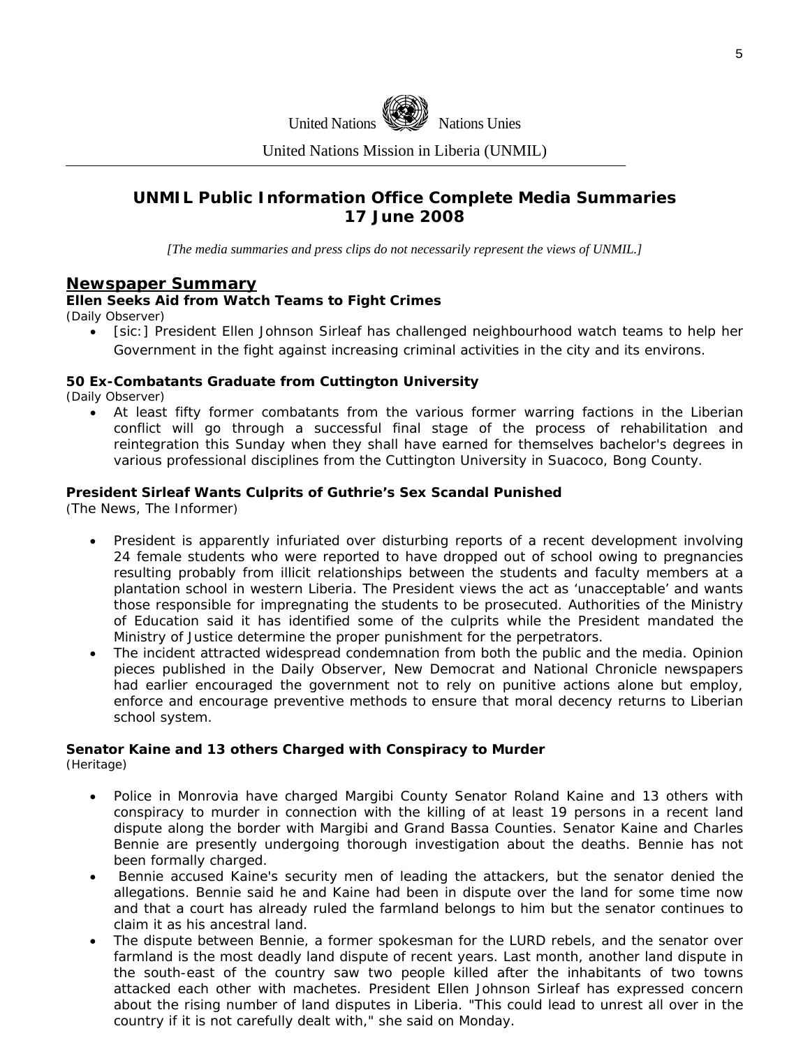United Nations Nations Unies

United Nations Mission in Liberia (UNMIL)

# UNMIL Public Information Office Complete Media Summaries
# 17 June 2008

*[The media summaries and press clips do not necessarily represent the views of UNMIL.]*

## Newspaper Summary

### Ellen Seeks Aid from Watch Teams to Fight Crimes

(Daily Observer)

- [sic:] President Ellen Johnson Sirleaf has challenged neighbourhood watch teams to help her Government in the fight against increasing criminal activities in the city and its environs.

### 50 Ex-Combatants Graduate from Cuttington University

(Daily Observer)

- At least fifty former combatants from the various former warring factions in the Liberian conflict will go through a successful final stage of the process of rehabilitation and reintegration this Sunday when they shall have earned for themselves bachelor's degrees in various professional disciplines from the Cuttington University in Suacoco, Bong County.

### President Sirleaf Wants Culprits of Guthrie's Sex Scandal Punished

(The News, The Informer)

- President is apparently infuriated over disturbing reports of a recent development involving 24 female students who were reported to have dropped out of school owing to pregnancies resulting probably from illicit relationships between the students and faculty members at a plantation school in western Liberia. The President views the act as 'unacceptable' and wants those responsible for impregnating the students to be prosecuted. Authorities of the Ministry of Education said it has identified some of the culprits while the President mandated the Ministry of Justice determine the proper punishment for the perpetrators.
- The incident attracted widespread condemnation from both the public and the media. Opinion pieces published in the Daily Observer, New Democrat and National Chronicle newspapers had earlier encouraged the government not to rely on punitive actions alone but employ, enforce and encourage preventive methods to ensure that moral decency returns to Liberian school system.

### Senator Kaine and 13 others Charged with Conspiracy to Murder

(Heritage)

- Police in Monrovia have charged Margibi County Senator Roland Kaine and 13 others with conspiracy to murder in connection with the killing of at least 19 persons in a recent land dispute along the border with Margibi and Grand Bassa Counties. Senator Kaine and Charles Bennie are presently undergoing thorough investigation about the deaths. Bennie has not been formally charged.
- Bennie accused Kaine's security men of leading the attackers, but the senator denied the allegations. Bennie said he and Kaine had been in dispute over the land for some time now and that a court has already ruled the farmland belongs to him but the senator continues to claim it as his ancestral land.
- The dispute between Bennie, a former spokesman for the LURD rebels, and the senator over farmland is the most deadly land dispute of recent years. Last month, another land dispute in the south-east of the country saw two people killed after the inhabitants of two towns attacked each other with machetes. President Ellen Johnson Sirleaf has expressed concern about the rising number of land disputes in Liberia. "This could lead to unrest all over in the country if it is not carefully dealt with," she said on Monday.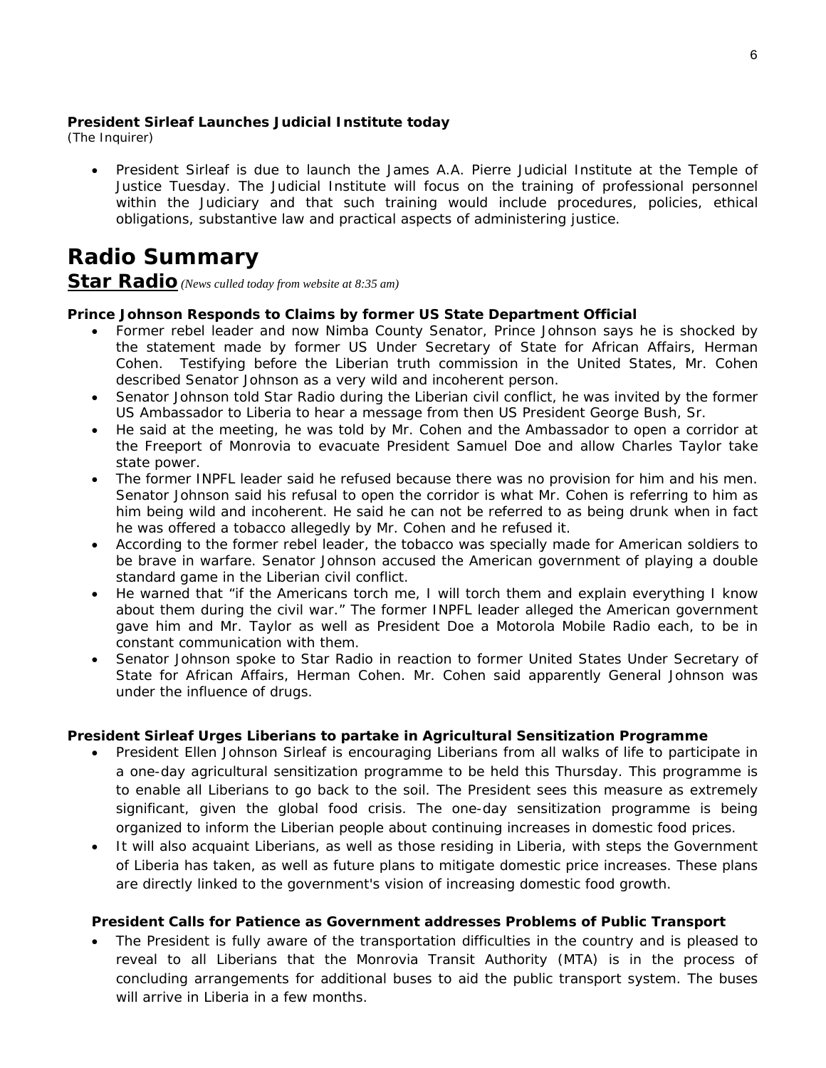**President Sirleaf Launches Judicial Institute today**
(The Inquirer)

- President Sirleaf is due to launch the James A.A. Pierre Judicial Institute at the Temple of Justice Tuesday. The Judicial Institute will focus on the training of professional personnel within the Judiciary and that such training would include procedures, policies, ethical obligations, substantive law and practical aspects of administering justice.

# Radio Summary

## Star Radio *(News culled today from website at 8:35 am)*

**Prince Johnson Responds to Claims by former US State Department Official**

- Former rebel leader and now Nimba County Senator, Prince Johnson says he is shocked by the statement made by former US Under Secretary of State for African Affairs, Herman Cohen. Testifying before the Liberian truth commission in the United States, Mr. Cohen described Senator Johnson as a very wild and incoherent person.
- Senator Johnson told Star Radio during the Liberian civil conflict, he was invited by the former US Ambassador to Liberia to hear a message from then US President George Bush, Sr.
- He said at the meeting, he was told by Mr. Cohen and the Ambassador to open a corridor at the Freeport of Monrovia to evacuate President Samuel Doe and allow Charles Taylor take state power.
- The former INPFL leader said he refused because there was no provision for him and his men. Senator Johnson said his refusal to open the corridor is what Mr. Cohen is referring to him as him being wild and incoherent. He said he can not be referred to as being drunk when in fact he was offered a tobacco allegedly by Mr. Cohen and he refused it.
- According to the former rebel leader, the tobacco was specially made for American soldiers to be brave in warfare. Senator Johnson accused the American government of playing a double standard game in the Liberian civil conflict.
- He warned that "if the Americans torch me, I will torch them and explain everything I know about them during the civil war." The former INPFL leader alleged the American government gave him and Mr. Taylor as well as President Doe a Motorola Mobile Radio each, to be in constant communication with them.
- Senator Johnson spoke to Star Radio in reaction to former United States Under Secretary of State for African Affairs, Herman Cohen. Mr. Cohen said apparently General Johnson was under the influence of drugs.

**President Sirleaf Urges Liberians to partake in Agricultural Sensitization Programme**

- President Ellen Johnson Sirleaf is encouraging Liberians from all walks of life to participate in a one-day agricultural sensitization programme to be held this Thursday. This programme is to enable all Liberians to go back to the soil. The President sees this measure as extremely significant, given the global food crisis. The one-day sensitization programme is being organized to inform the Liberian people about continuing increases in domestic food prices.
- It will also acquaint Liberians, as well as those residing in Liberia, with steps the Government of Liberia has taken, as well as future plans to mitigate domestic price increases. These plans are directly linked to the government's vision of increasing domestic food growth.

**President Calls for Patience as Government addresses Problems of Public Transport**

- The President is fully aware of the transportation difficulties in the country and is pleased to reveal to all Liberians that the Monrovia Transit Authority (MTA) is in the process of concluding arrangements for additional buses to aid the public transport system. The buses will arrive in Liberia in a few months.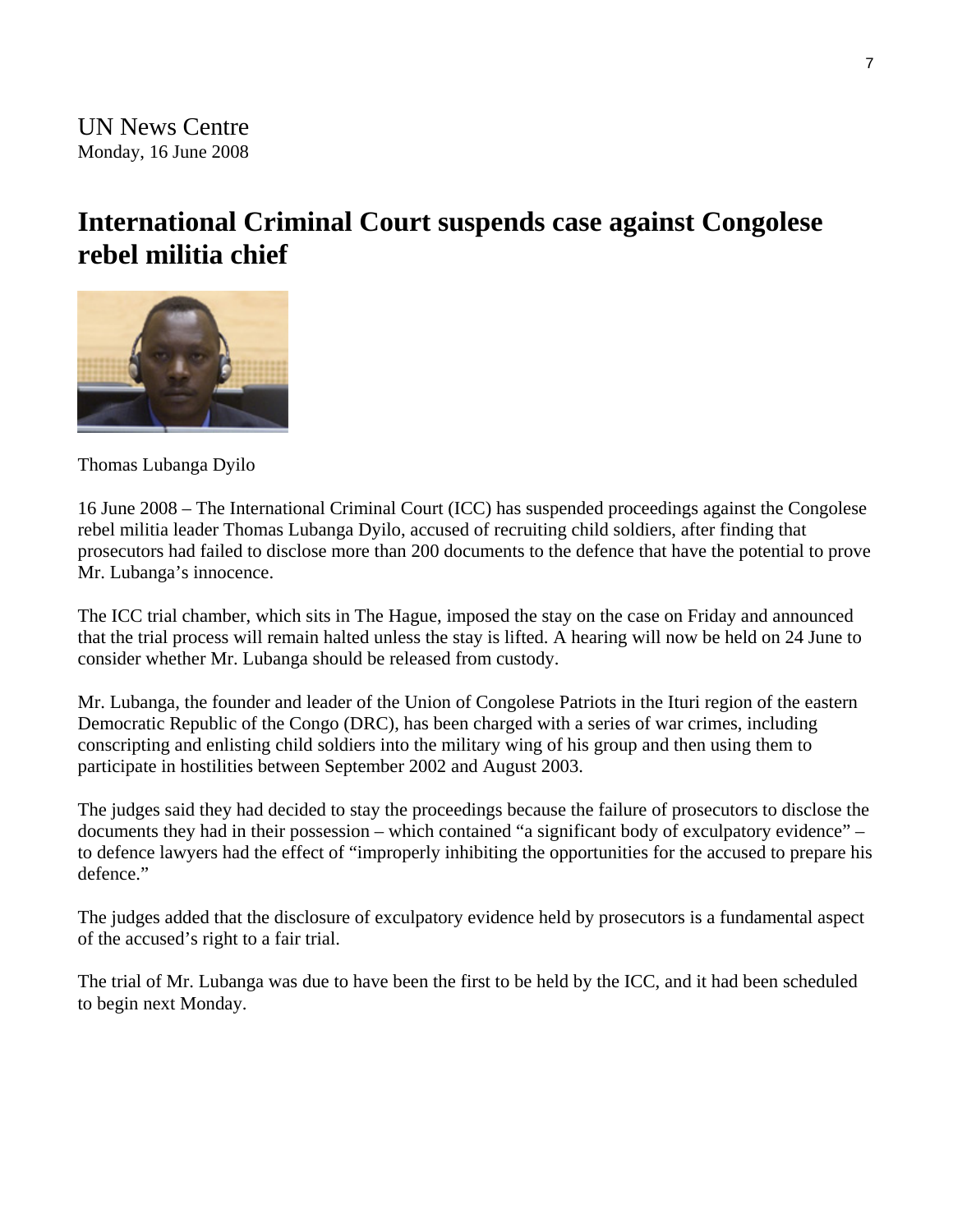UN News Centre
Monday, 16 June 2008

# International Criminal Court suspends case against Congolese rebel militia chief

Thomas Lubanga Dyilo

16 June 2008 – The International Criminal Court (ICC) has suspended proceedings against the Congolese rebel militia leader Thomas Lubanga Dyilo, accused of recruiting child soldiers, after finding that prosecutors had failed to disclose more than 200 documents to the defence that have the potential to prove Mr. Lubanga's innocence.

The ICC trial chamber, which sits in The Hague, imposed the stay on the case on Friday and announced that the trial process will remain halted unless the stay is lifted. A hearing will now be held on 24 June to consider whether Mr. Lubanga should be released from custody.

Mr. Lubanga, the founder and leader of the Union of Congolese Patriots in the Ituri region of the eastern Democratic Republic of the Congo (DRC), has been charged with a series of war crimes, including conscripting and enlisting child soldiers into the military wing of his group and then using them to participate in hostilities between September 2002 and August 2003.

The judges said they had decided to stay the proceedings because the failure of prosecutors to disclose the documents they had in their possession – which contained "a significant body of exculpatory evidence" – to defence lawyers had the effect of "improperly inhibiting the opportunities for the accused to prepare his defence."

The judges added that the disclosure of exculpatory evidence held by prosecutors is a fundamental aspect of the accused's right to a fair trial.

The trial of Mr. Lubanga was due to have been the first to be held by the ICC, and it had been scheduled to begin next Monday.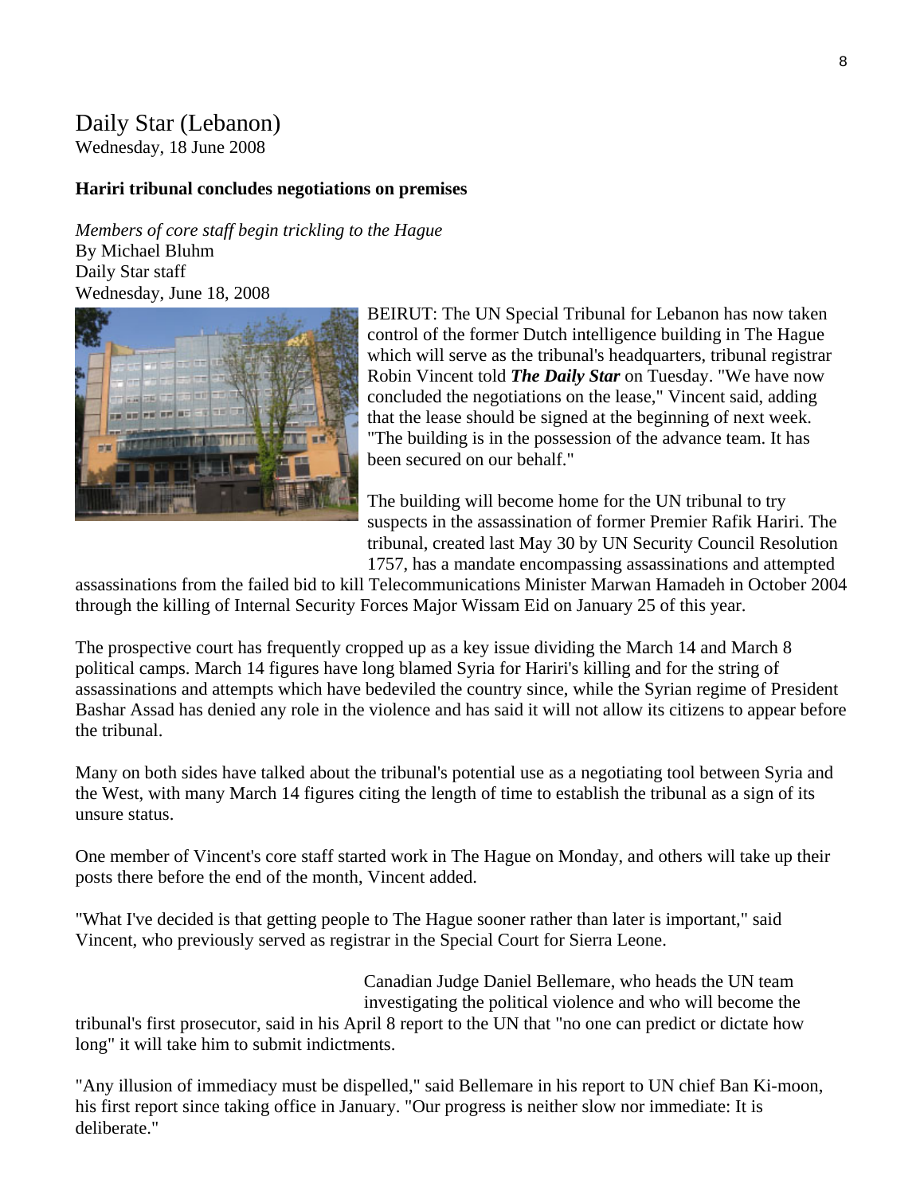Daily Star (Lebanon)
Wednesday, 18 June 2008

**Hariri tribunal concludes negotiations on premises**

*Members of core staff begin trickling to the Hague*
By Michael Bluhm
Daily Star staff
Wednesday, June 18, 2008

BEIRUT: The UN Special Tribunal for Lebanon has now taken control of the former Dutch intelligence building in The Hague which will serve as the tribunal's headquarters, tribunal registrar Robin Vincent told ***The Daily Star*** on Tuesday. "We have now concluded the negotiations on the lease," Vincent said, adding that the lease should be signed at the beginning of next week. "The building is in the possession of the advance team. It has been secured on our behalf."

The building will become home for the UN tribunal to try suspects in the assassination of former Premier Rafik Hariri. The tribunal, created last May 30 by UN Security Council Resolution 1757, has a mandate encompassing assassinations and attempted assassinations from the failed bid to kill Telecommunications Minister Marwan Hamadeh in October 2004 through the killing of Internal Security Forces Major Wissam Eid on January 25 of this year.

The prospective court has frequently cropped up as a key issue dividing the March 14 and March 8 political camps. March 14 figures have long blamed Syria for Hariri's killing and for the string of assassinations and attempts which have bedeviled the country since, while the Syrian regime of President Bashar Assad has denied any role in the violence and has said it will not allow its citizens to appear before the tribunal.

Many on both sides have talked about the tribunal's potential use as a negotiating tool between Syria and the West, with many March 14 figures citing the length of time to establish the tribunal as a sign of its unsure status.

One member of Vincent's core staff started work in The Hague on Monday, and others will take up their posts there before the end of the month, Vincent added.

"What I've decided is that getting people to The Hague sooner rather than later is important," said Vincent, who previously served as registrar in the Special Court for Sierra Leone.

Canadian Judge Daniel Bellemare, who heads the UN team investigating the political violence and who will become the tribunal's first prosecutor, said in his April 8 report to the UN that "no one can predict or dictate how long" it will take him to submit indictments.

"Any illusion of immediacy must be dispelled," said Bellemare in his report to UN chief Ban Ki-moon, his first report since taking office in January. "Our progress is neither slow nor immediate: It is deliberate."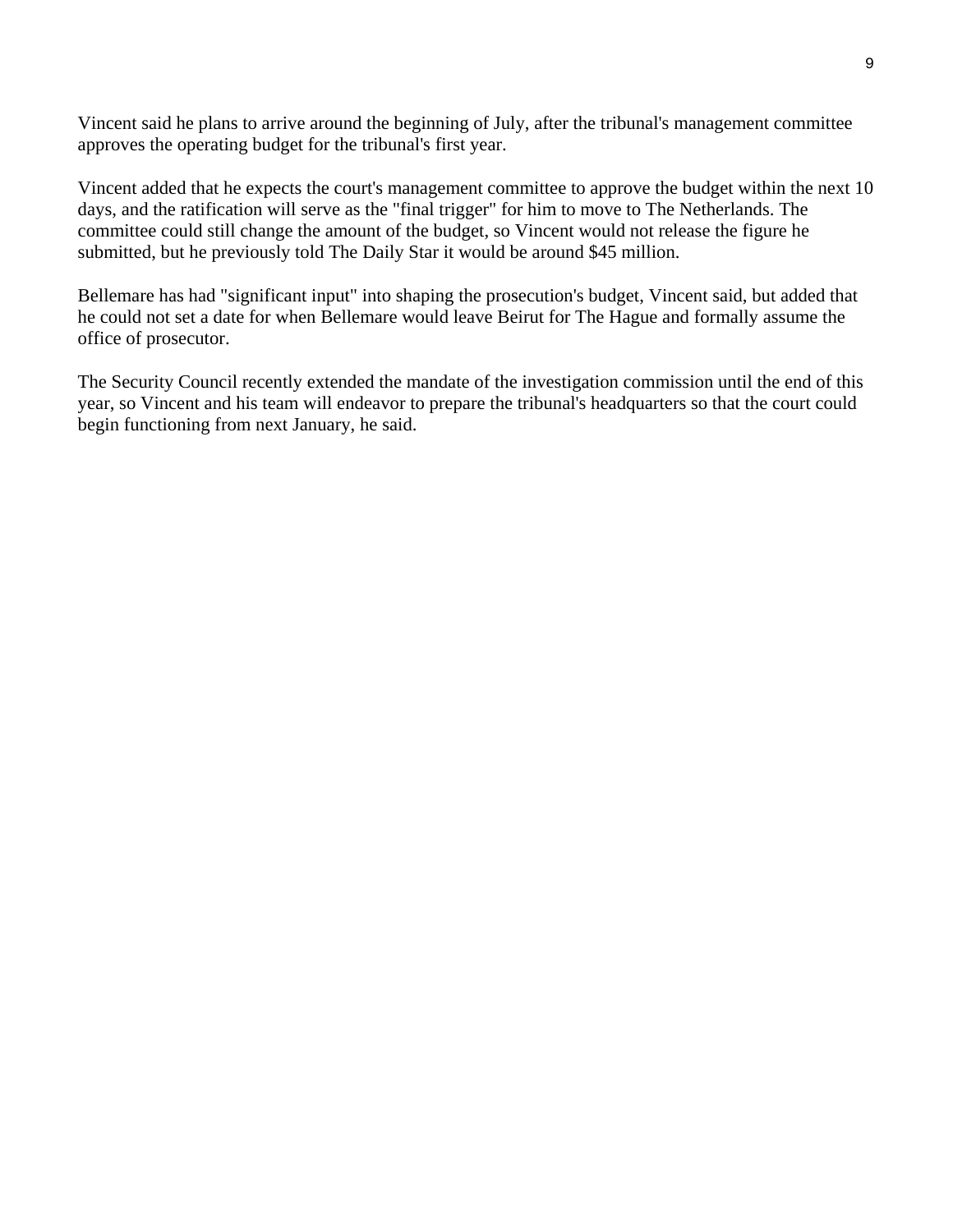Vincent said he plans to arrive around the beginning of July, after the tribunal's management committee approves the operating budget for the tribunal's first year.

Vincent added that he expects the court's management committee to approve the budget within the next 10 days, and the ratification will serve as the "final trigger" for him to move to The Netherlands. The committee could still change the amount of the budget, so Vincent would not release the figure he submitted, but he previously told The Daily Star it would be around $45 million.

Bellemare has had "significant input" into shaping the prosecution's budget, Vincent said, but added that he could not set a date for when Bellemare would leave Beirut for The Hague and formally assume the office of prosecutor.

The Security Council recently extended the mandate of the investigation commission until the end of this year, so Vincent and his team will endeavor to prepare the tribunal's headquarters so that the court could begin functioning from next January, he said.